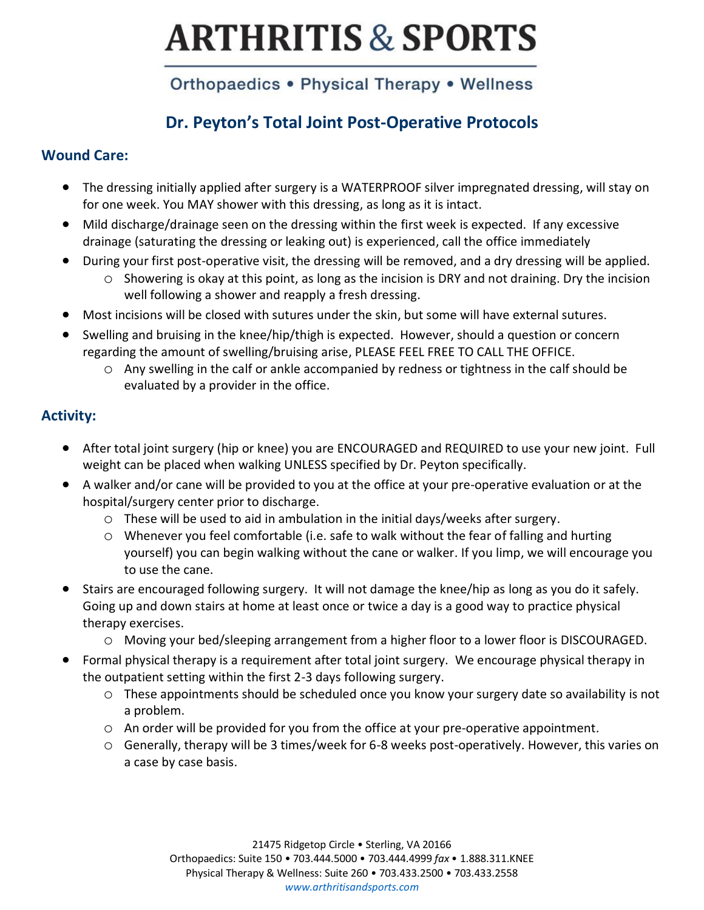# ARTHRITIS & SPORTS

Orthopaedics • Physical Therapy • Wellness

## Dr. Peyton's Total Joint Post-Operative Protocols

### Wound Care:

- The dressing initially applied after surgery is a WATERPROOF silver impregnated dressing, will stay on for one week. You MAY shower with this dressing, as long as it is intact.
- Mild discharge/drainage seen on the dressing within the first week is expected. If any excessive drainage (saturating the dressing or leaking out) is experienced, call the office immediately
- During your first post-operative visit, the dressing will be removed, and a dry dressing will be applied.
  - Showering is okay at this point, as long as the incision is DRY and not draining. Dry the incision well following a shower and reapply a fresh dressing.
- Most incisions will be closed with sutures under the skin, but some will have external sutures.
- Swelling and bruising in the knee/hip/thigh is expected. However, should a question or concern regarding the amount of swelling/bruising arise, PLEASE FEEL FREE TO CALL THE OFFICE.
  - Any swelling in the calf or ankle accompanied by redness or tightness in the calf should be evaluated by a provider in the office.

### Activity:

- After total joint surgery (hip or knee) you are ENCOURAGED and REQUIRED to use your new joint. Full weight can be placed when walking UNLESS specified by Dr. Peyton specifically.
- A walker and/or cane will be provided to you at the office at your pre-operative evaluation or at the hospital/surgery center prior to discharge.
  - These will be used to aid in ambulation in the initial days/weeks after surgery.
  - Whenever you feel comfortable (i.e. safe to walk without the fear of falling and hurting yourself) you can begin walking without the cane or walker. If you limp, we will encourage you to use the cane.
- Stairs are encouraged following surgery. It will not damage the knee/hip as long as you do it safely. Going up and down stairs at home at least once or twice a day is a good way to practice physical therapy exercises.
  - Moving your bed/sleeping arrangement from a higher floor to a lower floor is DISCOURAGED.
- Formal physical therapy is a requirement after total joint surgery. We encourage physical therapy in the outpatient setting within the first 2-3 days following surgery.
  - These appointments should be scheduled once you know your surgery date so availability is not a problem.
  - An order will be provided for you from the office at your pre-operative appointment.
  - Generally, therapy will be 3 times/week for 6-8 weeks post-operatively. However, this varies on a case by case basis.

21475 Ridgetop Circle • Sterling, VA 20166
Orthopaedics: Suite 150 • 703.444.5000 • 703.444.4999 *fax* • 1.888.311.KNEE
Physical Therapy & Wellness: Suite 260 • 703.433.2500 • 703.433.2558
www.arthritisandsports.com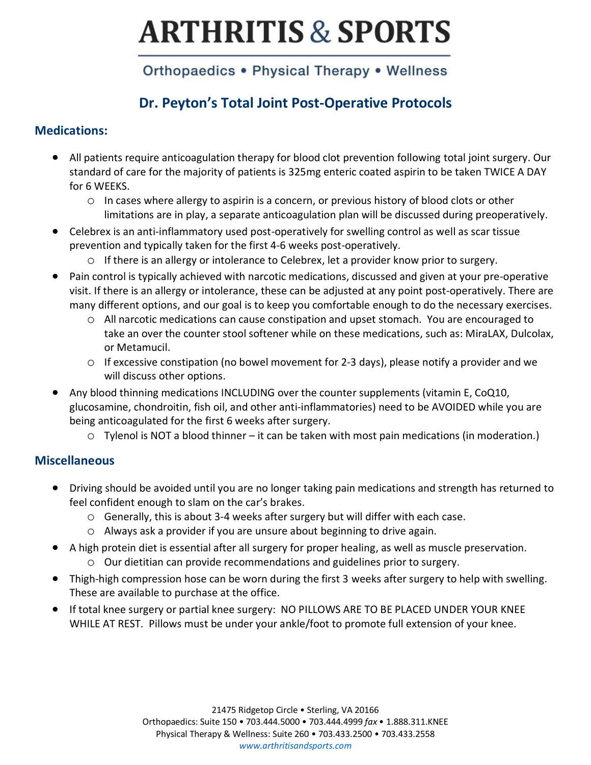# ARTHRITIS & SPORTS

Orthopaedics • Physical Therapy • Wellness

## Dr. Peyton's Total Joint Post-Operative Protocols

### Medications:

- All patients require anticoagulation therapy for blood clot prevention following total joint surgery. Our standard of care for the majority of patients is 325mg enteric coated aspirin to be taken TWICE A DAY for 6 WEEKS.
  - In cases where allergy to aspirin is a concern, or previous history of blood clots or other limitations are in play, a separate anticoagulation plan will be discussed during preoperatively.
- Celebrex is an anti-inflammatory used post-operatively for swelling control as well as scar tissue prevention and typically taken for the first 4-6 weeks post-operatively.
  - If there is an allergy or intolerance to Celebrex, let a provider know prior to surgery.
- Pain control is typically achieved with narcotic medications, discussed and given at your pre-operative visit. If there is an allergy or intolerance, these can be adjusted at any point post-operatively. There are many different options, and our goal is to keep you comfortable enough to do the necessary exercises.
  - All narcotic medications can cause constipation and upset stomach. You are encouraged to take an over the counter stool softener while on these medications, such as: MiraLAX, Dulcolax, or Metamucil.
  - If excessive constipation (no bowel movement for 2-3 days), please notify a provider and we will discuss other options.
- Any blood thinning medications INCLUDING over the counter supplements (vitamin E, CoQ10, glucosamine, chondroitin, fish oil, and other anti-inflammatories) need to be AVOIDED while you are being anticoagulated for the first 6 weeks after surgery.
  - Tylenol is NOT a blood thinner – it can be taken with most pain medications (in moderation.)

### Miscellaneous

- Driving should be avoided until you are no longer taking pain medications and strength has returned to feel confident enough to slam on the car's brakes.
  - Generally, this is about 3-4 weeks after surgery but will differ with each case.
  - Always ask a provider if you are unsure about beginning to drive again.
- A high protein diet is essential after all surgery for proper healing, as well as muscle preservation.
  - Our dietitian can provide recommendations and guidelines prior to surgery.
- Thigh-high compression hose can be worn during the first 3 weeks after surgery to help with swelling. These are available to purchase at the office.
- If total knee surgery or partial knee surgery: NO PILLOWS ARE TO BE PLACED UNDER YOUR KNEE WHILE AT REST. Pillows must be under your ankle/foot to promote full extension of your knee.

21475 Ridgetop Circle • Sterling, VA 20166
Orthopaedics: Suite 150 • 703.444.5000 • 703.444.4999 *fax* • 1.888.311.KNEE
Physical Therapy & Wellness: Suite 260 • 703.433.2500 • 703.433.2558
www.arthritisandsports.com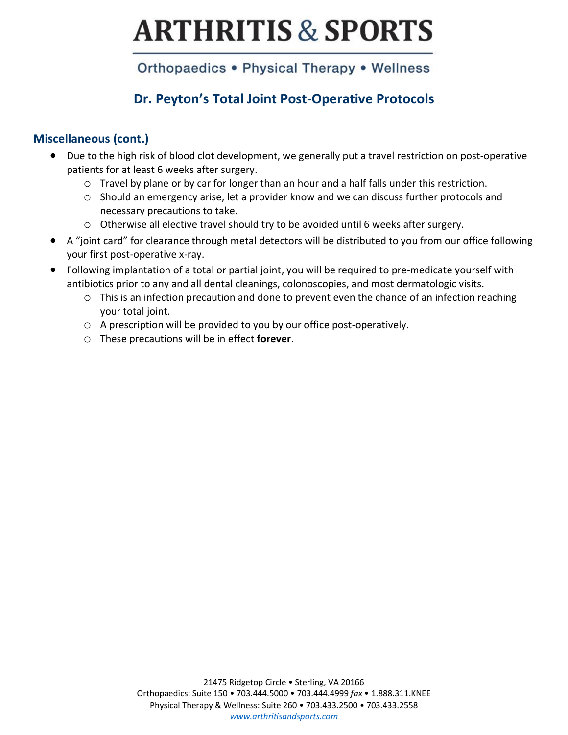# ARTHRITIS & SPORTS

Orthopaedics • Physical Therapy • Wellness

## Dr. Peyton's Total Joint Post-Operative Protocols

### Miscellaneous (cont.)

- Due to the high risk of blood clot development, we generally put a travel restriction on post-operative patients for at least 6 weeks after surgery.
  - Travel by plane or by car for longer than an hour and a half falls under this restriction.
  - Should an emergency arise, let a provider know and we can discuss further protocols and necessary precautions to take.
  - Otherwise all elective travel should try to be avoided until 6 weeks after surgery.
- A "joint card" for clearance through metal detectors will be distributed to you from our office following your first post-operative x-ray.
- Following implantation of a total or partial joint, you will be required to pre-medicate yourself with antibiotics prior to any and all dental cleanings, colonoscopies, and most dermatologic visits.
  - This is an infection precaution and done to prevent even the chance of an infection reaching your total joint.
  - A prescription will be provided to you by our office post-operatively.
  - These precautions will be in effect **forever**.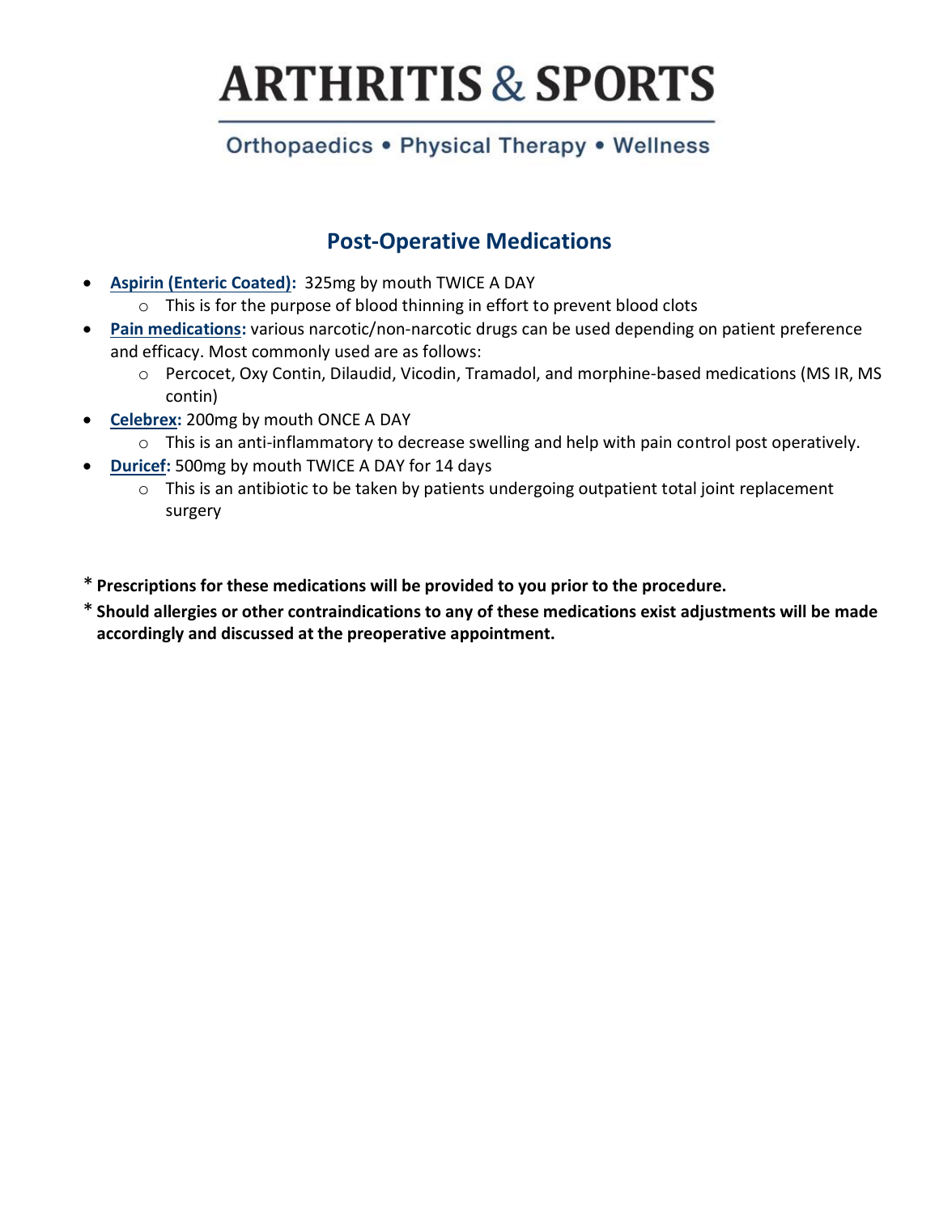# ARTHRITIS & SPORTS

Orthopaedics • Physical Therapy • Wellness

## Post-Operative Medications

- **Aspirin (Enteric Coated):** 325mg by mouth TWICE A DAY
  - This is for the purpose of blood thinning in effort to prevent blood clots
- **Pain medications:** various narcotic/non-narcotic drugs can be used depending on patient preference and efficacy. Most commonly used are as follows:
  - Percocet, Oxy Contin, Dilaudid, Vicodin, Tramadol, and morphine-based medications (MS IR, MS contin)
- **Celebrex:** 200mg by mouth ONCE A DAY
  - This is an anti-inflammatory to decrease swelling and help with pain control post operatively.
- **Duricef:** 500mg by mouth TWICE A DAY for 14 days
  - This is an antibiotic to be taken by patients undergoing outpatient total joint replacement surgery

\* **Prescriptions for these medications will be provided to you prior to the procedure.**

\* **Should allergies or other contraindications to any of these medications exist adjustments will be made accordingly and discussed at the preoperative appointment.**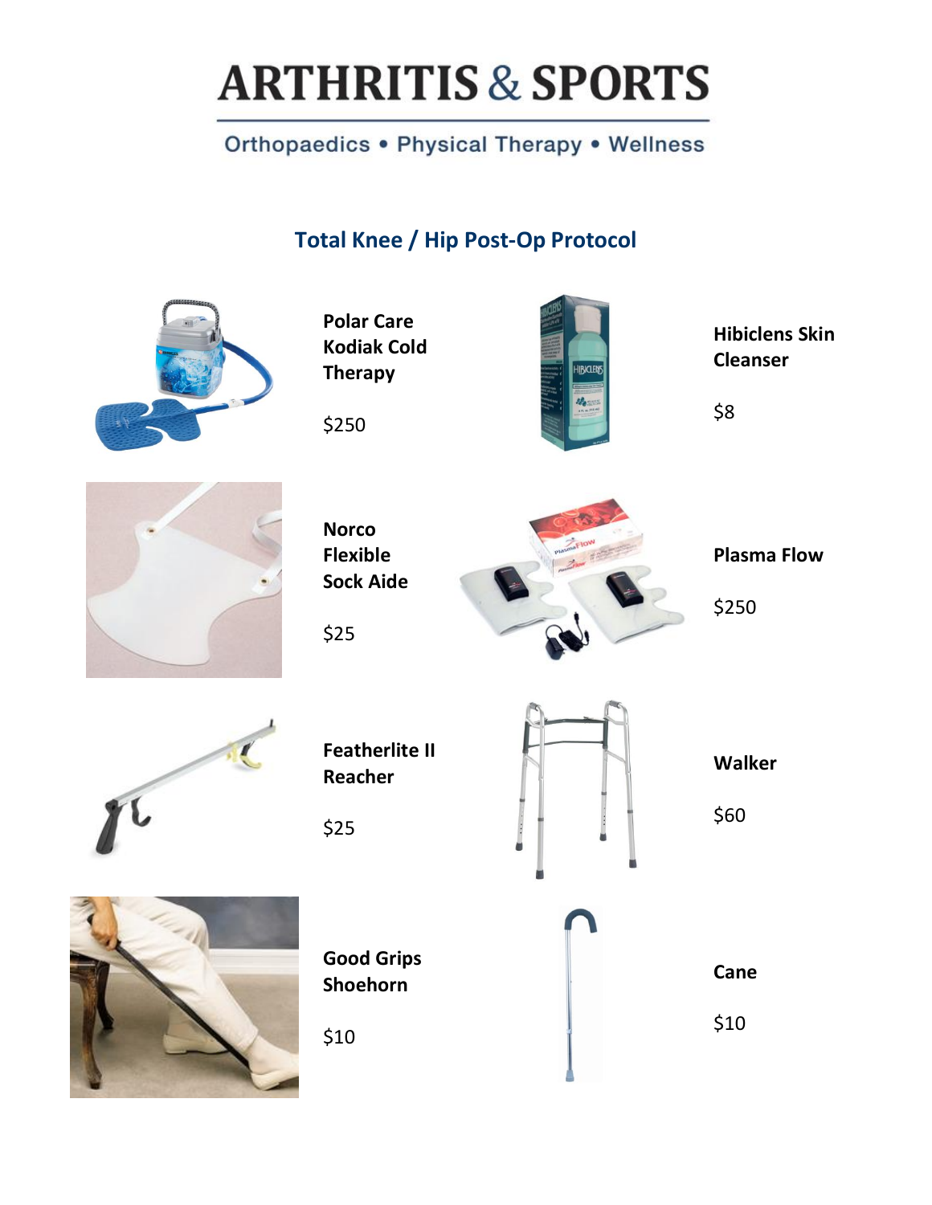# ARTHRITIS & SPORTS

Orthopaedics • Physical Therapy • Wellness

## Total Knee / Hip Post-Op Protocol

**Polar Care Kodiak Cold Therapy**

$250

**Hibiclens Skin Cleanser**

$8

**Norco Flexible Sock Aide**

$25

**Plasma Flow**

$250

**Featherlite II Reacher**

$25

**Walker**

$60

**Good Grips Shoehorn**

$10

**Cane**

$10